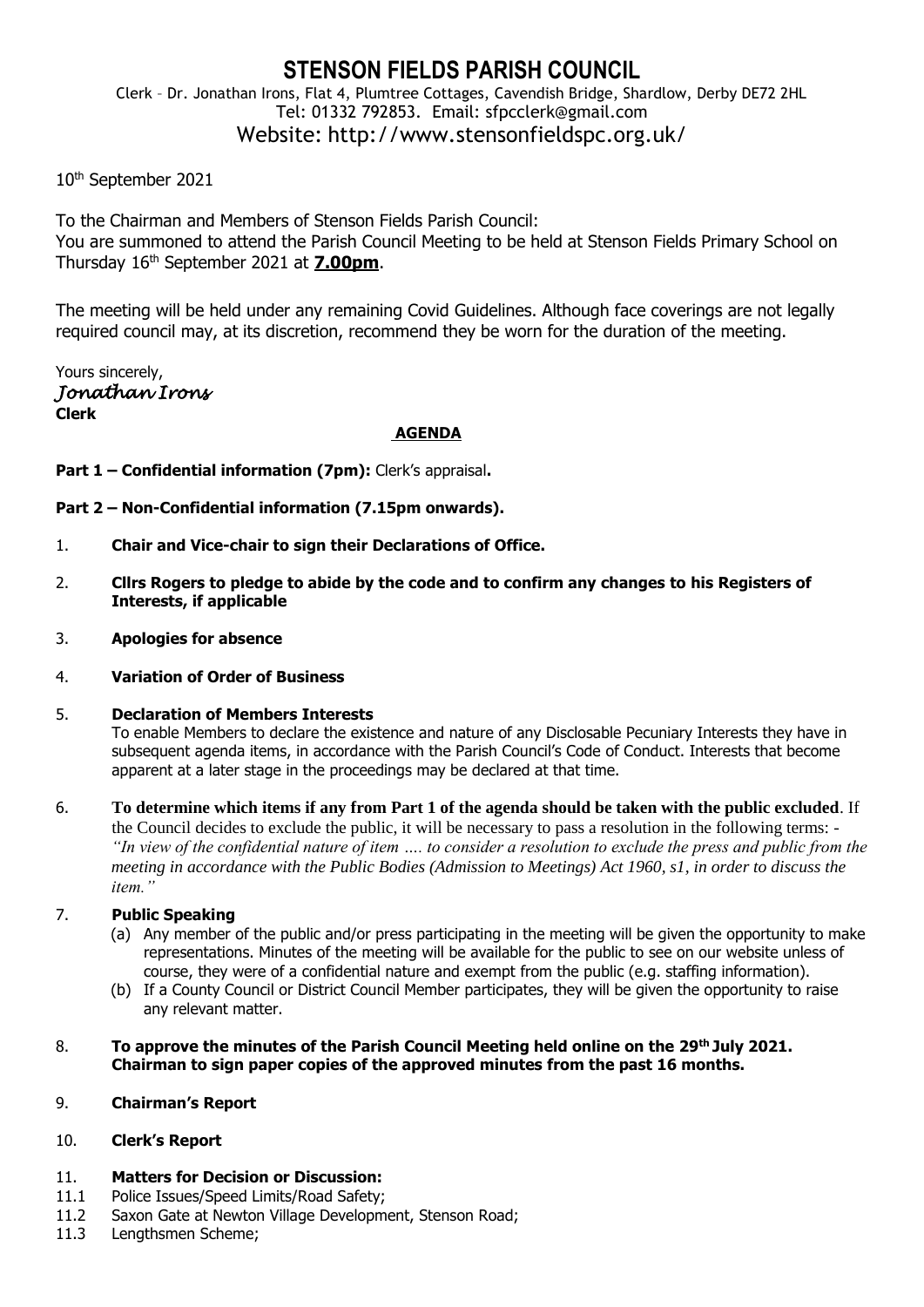# STENSON FIELDS PARISH COUNCIL

Clerk – Dr. Jonathan Irons, Flat 4, Plumtree Cottages, Cavendish Bridge, Shardlow, Derby DE72 2HL
Tel: 01332 792853. Email: sfpcclerk@gmail.com
Website: http://www.stensonfieldspc.org.uk/

10th September 2021

To the Chairman and Members of Stenson Fields Parish Council:
You are summoned to attend the Parish Council Meeting to be held at Stenson Fields Primary School on Thursday 16th September 2021 at **7.00pm**.

The meeting will be held under any remaining Covid Guidelines. Although face coverings are not legally required council may, at its discretion, recommend they be worn for the duration of the meeting.

Yours sincerely,
*Jonathan Irons*
**Clerk**

## AGENDA

**Part 1 – Confidential information (7pm):** Clerk's appraisal**.**

**Part 2 – Non-Confidential information (7.15pm onwards).**

1. **Chair and Vice-chair to sign their Declarations of Office.**

2. **Cllrs Rogers to pledge to abide by the code and to confirm any changes to his Registers of Interests, if applicable**

3. **Apologies for absence**

4. **Variation of Order of Business**

5. **Declaration of Members Interests**
   To enable Members to declare the existence and nature of any Disclosable Pecuniary Interests they have in subsequent agenda items, in accordance with the Parish Council's Code of Conduct. Interests that become apparent at a later stage in the proceedings may be declared at that time.

6. **To determine which items if any from Part 1 of the agenda should be taken with the public excluded**. If the Council decides to exclude the public, it will be necessary to pass a resolution in the following terms: - *"In view of the confidential nature of item …. to consider a resolution to exclude the press and public from the meeting in accordance with the Public Bodies (Admission to Meetings) Act 1960, s1, in order to discuss the item."*

7. **Public Speaking**
   (a) Any member of the public and/or press participating in the meeting will be given the opportunity to make representations. Minutes of the meeting will be available for the public to see on our website unless of course, they were of a confidential nature and exempt from the public (e.g. staffing information).
   (b) If a County Council or District Council Member participates, they will be given the opportunity to raise any relevant matter.

8. **To approve the minutes of the Parish Council Meeting held online on the 29th July 2021. Chairman to sign paper copies of the approved minutes from the past 16 months.**

9. **Chairman's Report**

10. **Clerk's Report**

11. **Matters for Decision or Discussion:**

11.1 Police Issues/Speed Limits/Road Safety;
11.2 Saxon Gate at Newton Village Development, Stenson Road;
11.3 Lengthsmen Scheme;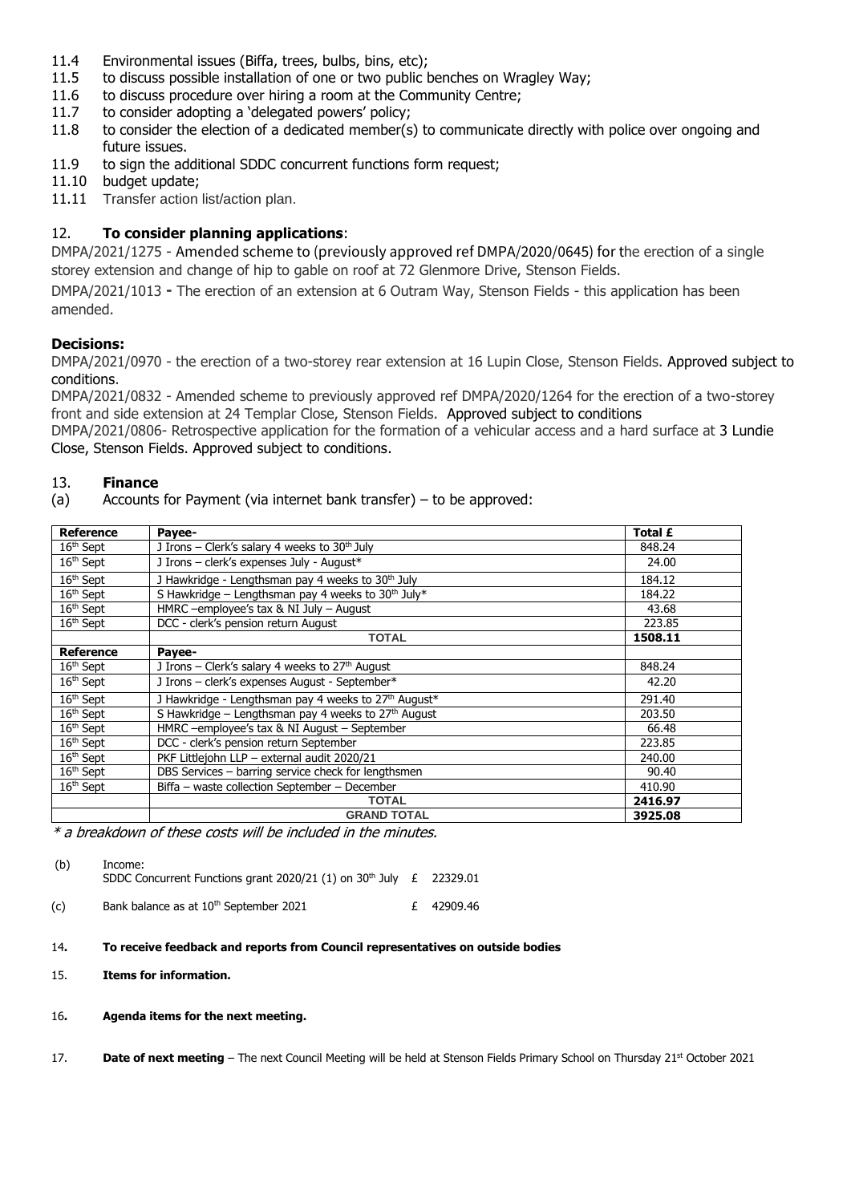11.4 Environmental issues (Biffa, trees, bulbs, bins, etc);
11.5 to discuss possible installation of one or two public benches on Wragley Way;
11.6 to discuss procedure over hiring a room at the Community Centre;
11.7 to consider adopting a 'delegated powers' policy;
11.8 to consider the election of a dedicated member(s) to communicate directly with police over ongoing and future issues.
11.9 to sign the additional SDDC concurrent functions form request;
11.10 budget update;
11.11 Transfer action list/action plan.

## 12. **To consider planning applications**:

DMPA/2021/1275 - Amended scheme to (previously approved ref DMPA/2020/0645) for the erection of a single storey extension and change of hip to gable on roof at 72 Glenmore Drive, Stenson Fields.

DMPA/2021/1013 - The erection of an extension at 6 Outram Way, Stenson Fields - this application has been amended.

**Decisions:**

DMPA/2021/0970 - the erection of a two-storey rear extension at 16 Lupin Close, Stenson Fields. Approved subject to conditions.

DMPA/2021/0832 - Amended scheme to previously approved ref DMPA/2020/1264 for the erection of a two-storey front and side extension at 24 Templar Close, Stenson Fields. Approved subject to conditions

DMPA/2021/0806- Retrospective application for the formation of a vehicular access and a hard surface at 3 Lundie Close, Stenson Fields. Approved subject to conditions.

## 13. **Finance**

(a) Accounts for Payment (via internet bank transfer) – to be approved:

| Reference | Payee- | Total £ |
|---|---|---|
| 16th Sept | J Irons – Clerk's salary 4 weeks to 30th July | 848.24 |
| 16th Sept | J Irons – clerk's expenses July - August* | 24.00 |
| 16th Sept | J Hawkridge - Lengthsman pay 4 weeks to 30th July | 184.12 |
| 16th Sept | S Hawkridge – Lengthsman pay 4 weeks to 30th July* | 184.22 |
| 16th Sept | HMRC –employee's tax & NI July – August | 43.68 |
| 16th Sept | DCC - clerk's pension return August | 223.85 |
| | **TOTAL** | **1508.11** |
| **Reference** | **Payee-** | |
| 16th Sept | J Irons – Clerk's salary 4 weeks to 27th August | 848.24 |
| 16th Sept | J Irons – clerk's expenses August - September* | 42.20 |
| 16th Sept | J Hawkridge - Lengthsman pay 4 weeks to 27th August* | 291.40 |
| 16th Sept | S Hawkridge – Lengthsman pay 4 weeks to 27th August | 203.50 |
| 16th Sept | HMRC –employee's tax & NI August – September | 66.48 |
| 16th Sept | DCC - clerk's pension return September | 223.85 |
| 16th Sept | PKF Littlejohn LLP – external audit 2020/21 | 240.00 |
| 16th Sept | DBS Services – barring service check for lengthsmen | 90.40 |
| 16th Sept | Biffa – waste collection September – December | 410.90 |
| | **TOTAL** | **2416.97** |
| | **GRAND TOTAL** | **3925.08** |

*\* a breakdown of these costs will be included in the minutes.*

(b) Income:
SDDC Concurrent Functions grant 2020/21 (1) on 30th July £ 22329.01

(c) Bank balance as at 10th September 2021 £ 42909.46

## 14. **To receive feedback and reports from Council representatives on outside bodies**

## 15. **Items for information.**

## 16. **Agenda items for the next meeting.**

17. **Date of next meeting** – The next Council Meeting will be held at Stenson Fields Primary School on Thursday 21st October 2021